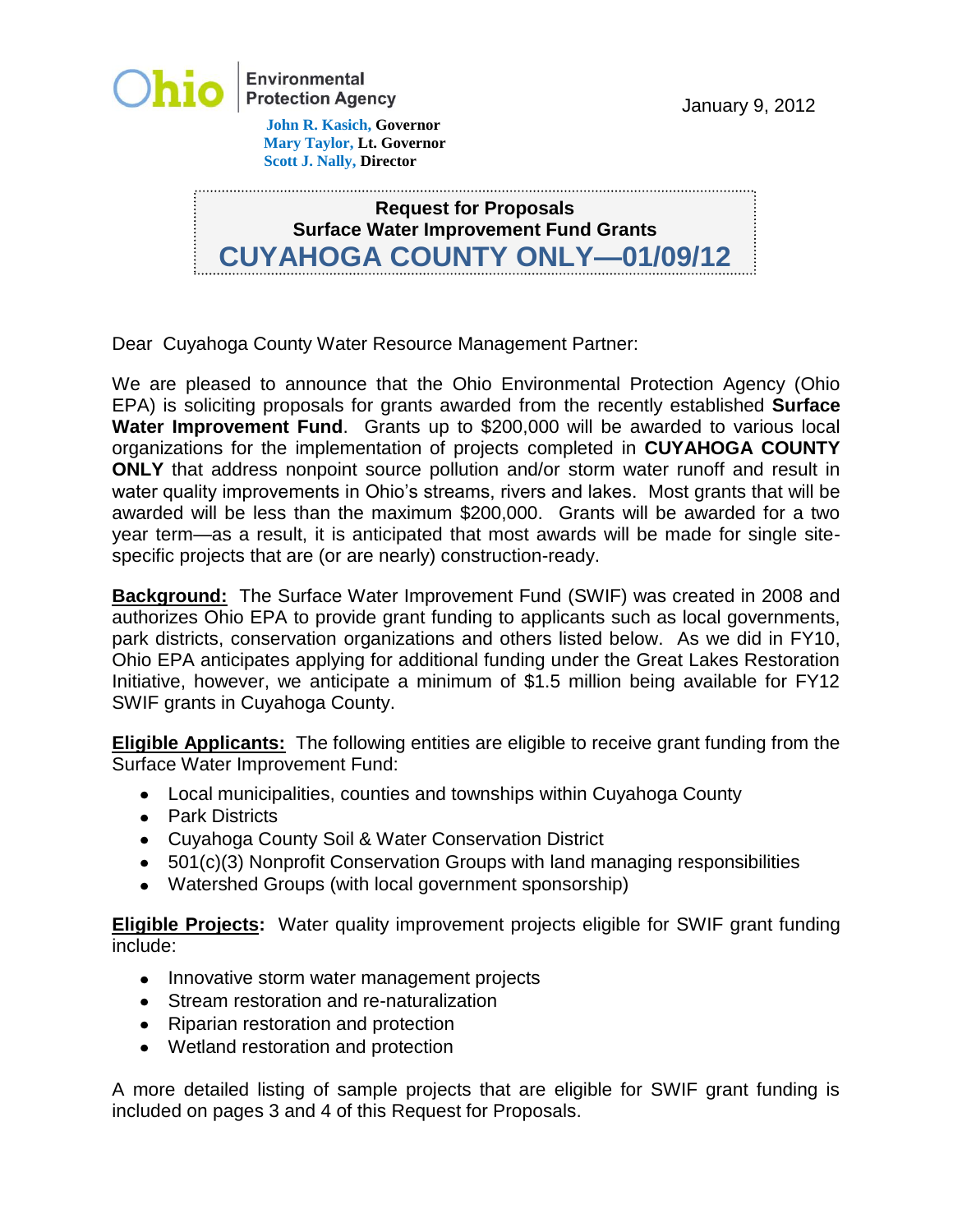Ohio | Environmental Protection Agency

**John R. Kasich, Governor**
**Mary Taylor, Lt. Governor**
**Scott J. Nally, Director**

January 9, 2012

## Request for Proposals
## Surface Water Improvement Fund Grants
# CUYAHOGA COUNTY ONLY—01/09/12

Dear Cuyahoga County Water Resource Management Partner:

We are pleased to announce that the Ohio Environmental Protection Agency (Ohio EPA) is soliciting proposals for grants awarded from the recently established **Surface Water Improvement Fund**. Grants up to $200,000 will be awarded to various local organizations for the implementation of projects completed in **CUYAHOGA COUNTY ONLY** that address nonpoint source pollution and/or storm water runoff and result in water quality improvements in Ohio's streams, rivers and lakes. Most grants that will be awarded will be less than the maximum $200,000. Grants will be awarded for a two year term—as a result, it is anticipated that most awards will be made for single site-specific projects that are (or are nearly) construction-ready.

**Background:** The Surface Water Improvement Fund (SWIF) was created in 2008 and authorizes Ohio EPA to provide grant funding to applicants such as local governments, park districts, conservation organizations and others listed below. As we did in FY10, Ohio EPA anticipates applying for additional funding under the Great Lakes Restoration Initiative, however, we anticipate a minimum of $1.5 million being available for FY12 SWIF grants in Cuyahoga County.

**Eligible Applicants:** The following entities are eligible to receive grant funding from the Surface Water Improvement Fund:

- Local municipalities, counties and townships within Cuyahoga County
- Park Districts
- Cuyahoga County Soil & Water Conservation District
- 501(c)(3) Nonprofit Conservation Groups with land managing responsibilities
- Watershed Groups (with local government sponsorship)

**Eligible Projects:** Water quality improvement projects eligible for SWIF grant funding include:

- Innovative storm water management projects
- Stream restoration and re-naturalization
- Riparian restoration and protection
- Wetland restoration and protection

A more detailed listing of sample projects that are eligible for SWIF grant funding is included on pages 3 and 4 of this Request for Proposals.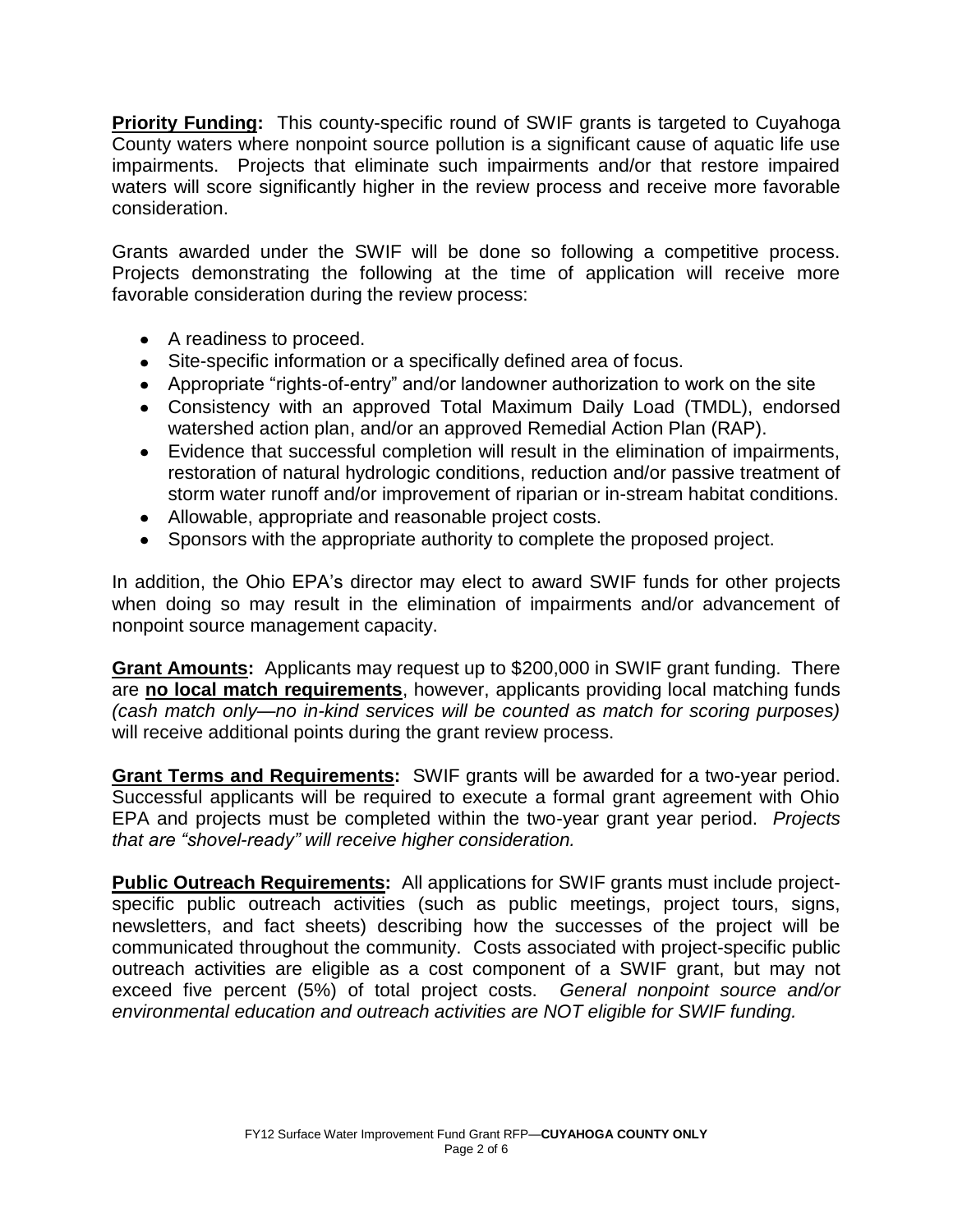**Priority Funding:** This county-specific round of SWIF grants is targeted to Cuyahoga County waters where nonpoint source pollution is a significant cause of aquatic life use impairments. Projects that eliminate such impairments and/or that restore impaired waters will score significantly higher in the review process and receive more favorable consideration.

Grants awarded under the SWIF will be done so following a competitive process. Projects demonstrating the following at the time of application will receive more favorable consideration during the review process:

- A readiness to proceed.
- Site-specific information or a specifically defined area of focus.
- Appropriate "rights-of-entry" and/or landowner authorization to work on the site
- Consistency with an approved Total Maximum Daily Load (TMDL), endorsed watershed action plan, and/or an approved Remedial Action Plan (RAP).
- Evidence that successful completion will result in the elimination of impairments, restoration of natural hydrologic conditions, reduction and/or passive treatment of storm water runoff and/or improvement of riparian or in-stream habitat conditions.
- Allowable, appropriate and reasonable project costs.
- Sponsors with the appropriate authority to complete the proposed project.

In addition, the Ohio EPA's director may elect to award SWIF funds for other projects when doing so may result in the elimination of impairments and/or advancement of nonpoint source management capacity.

**Grant Amounts:** Applicants may request up to $200,000 in SWIF grant funding. There are **no local match requirements**, however, applicants providing local matching funds *(cash match only—no in-kind services will be counted as match for scoring purposes)* will receive additional points during the grant review process.

**Grant Terms and Requirements:** SWIF grants will be awarded for a two-year period. Successful applicants will be required to execute a formal grant agreement with Ohio EPA and projects must be completed within the two-year grant year period. *Projects that are "shovel-ready" will receive higher consideration.*

**Public Outreach Requirements:** All applications for SWIF grants must include project-specific public outreach activities (such as public meetings, project tours, signs, newsletters, and fact sheets) describing how the successes of the project will be communicated throughout the community. Costs associated with project-specific public outreach activities are eligible as a cost component of a SWIF grant, but may not exceed five percent (5%) of total project costs. *General nonpoint source and/or environmental education and outreach activities are NOT eligible for SWIF funding.*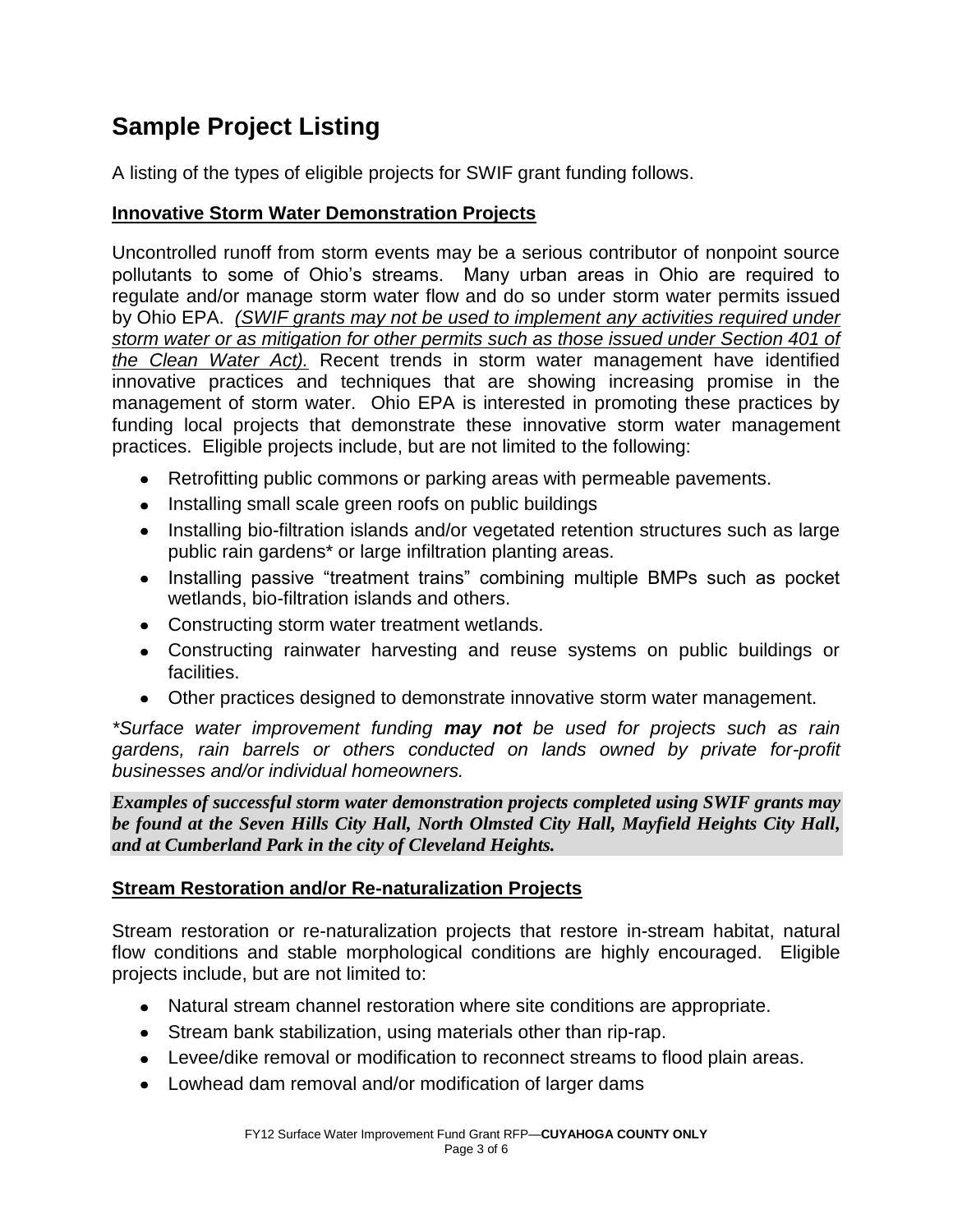# Sample Project Listing

A listing of the types of eligible projects for SWIF grant funding follows.

## Innovative Storm Water Demonstration Projects

Uncontrolled runoff from storm events may be a serious contributor of nonpoint source pollutants to some of Ohio's streams. Many urban areas in Ohio are required to regulate and/or manage storm water flow and do so under storm water permits issued by Ohio EPA. *(SWIF grants may not be used to implement any activities required under storm water or as mitigation for other permits such as those issued under Section 401 of the Clean Water Act).* Recent trends in storm water management have identified innovative practices and techniques that are showing increasing promise in the management of storm water. Ohio EPA is interested in promoting these practices by funding local projects that demonstrate these innovative storm water management practices. Eligible projects include, but are not limited to the following:

- Retrofitting public commons or parking areas with permeable pavements.
- Installing small scale green roofs on public buildings
- Installing bio-filtration islands and/or vegetated retention structures such as large public rain gardens* or large infiltration planting areas.
- Installing passive "treatment trains" combining multiple BMPs such as pocket wetlands, bio-filtration islands and others.
- Constructing storm water treatment wetlands.
- Constructing rainwater harvesting and reuse systems on public buildings or facilities.
- Other practices designed to demonstrate innovative storm water management.

*\*Surface water improvement funding **may not** be used for projects such as rain gardens, rain barrels or others conducted on lands owned by private for-profit businesses and/or individual homeowners.*

***Examples of successful storm water demonstration projects completed using SWIF grants may be found at the Seven Hills City Hall, North Olmsted City Hall, Mayfield Heights City Hall, and at Cumberland Park in the city of Cleveland Heights.***

## Stream Restoration and/or Re-naturalization Projects

Stream restoration or re-naturalization projects that restore in-stream habitat, natural flow conditions and stable morphological conditions are highly encouraged. Eligible projects include, but are not limited to:

- Natural stream channel restoration where site conditions are appropriate.
- Stream bank stabilization, using materials other than rip-rap.
- Levee/dike removal or modification to reconnect streams to flood plain areas.
- Lowhead dam removal and/or modification of larger dams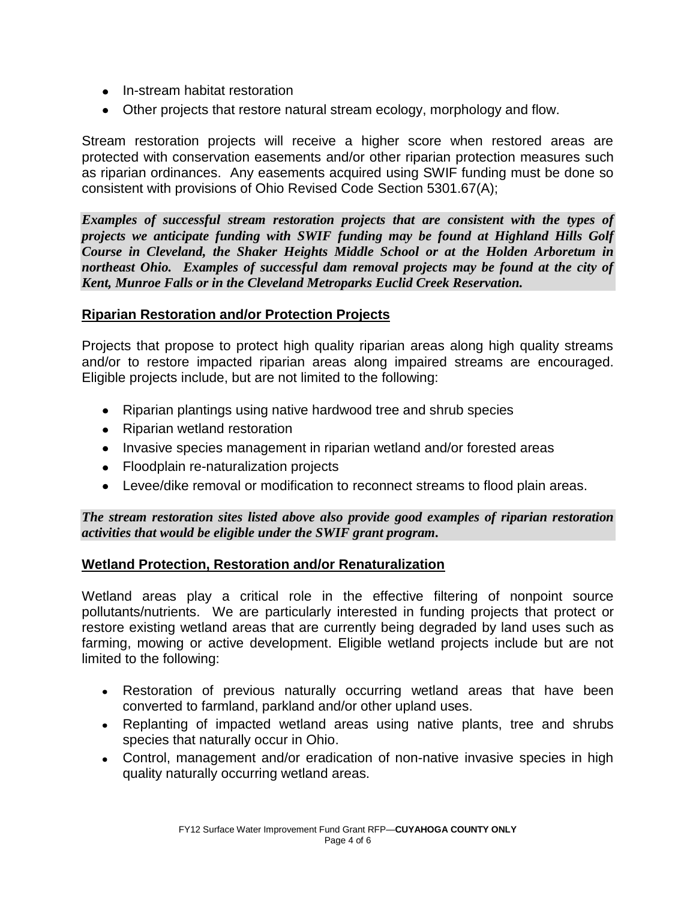- In-stream habitat restoration
- Other projects that restore natural stream ecology, morphology and flow.

Stream restoration projects will receive a higher score when restored areas are protected with conservation easements and/or other riparian protection measures such as riparian ordinances. Any easements acquired using SWIF funding must be done so consistent with provisions of Ohio Revised Code Section 5301.67(A);

***Examples of successful stream restoration projects that are consistent with the types of projects we anticipate funding with SWIF funding may be found at Highland Hills Golf Course in Cleveland, the Shaker Heights Middle School or at the Holden Arboretum in northeast Ohio. Examples of successful dam removal projects may be found at the city of Kent, Munroe Falls or in the Cleveland Metroparks Euclid Creek Reservation.***

## Riparian Restoration and/or Protection Projects

Projects that propose to protect high quality riparian areas along high quality streams and/or to restore impacted riparian areas along impaired streams are encouraged. Eligible projects include, but are not limited to the following:

- Riparian plantings using native hardwood tree and shrub species
- Riparian wetland restoration
- Invasive species management in riparian wetland and/or forested areas
- Floodplain re-naturalization projects
- Levee/dike removal or modification to reconnect streams to flood plain areas.

***The stream restoration sites listed above also provide good examples of riparian restoration activities that would be eligible under the SWIF grant program.***

## Wetland Protection, Restoration and/or Renaturalization

Wetland areas play a critical role in the effective filtering of nonpoint source pollutants/nutrients. We are particularly interested in funding projects that protect or restore existing wetland areas that are currently being degraded by land uses such as farming, mowing or active development. Eligible wetland projects include but are not limited to the following:

- Restoration of previous naturally occurring wetland areas that have been converted to farmland, parkland and/or other upland uses.
- Replanting of impacted wetland areas using native plants, tree and shrubs species that naturally occur in Ohio.
- Control, management and/or eradication of non-native invasive species in high quality naturally occurring wetland areas.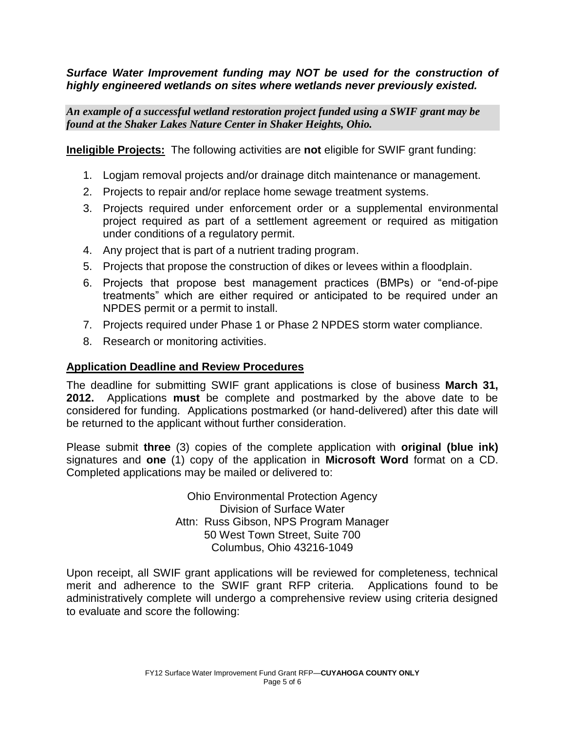***Surface Water Improvement funding may NOT be used for the construction of highly engineered wetlands on sites where wetlands never previously existed.***

***An example of a successful wetland restoration project funded using a SWIF grant may be found at the Shaker Lakes Nature Center in Shaker Heights, Ohio.***

**Ineligible Projects:** The following activities are **not** eligible for SWIF grant funding:

1. Logjam removal projects and/or drainage ditch maintenance or management.
2. Projects to repair and/or replace home sewage treatment systems.
3. Projects required under enforcement order or a supplemental environmental project required as part of a settlement agreement or required as mitigation under conditions of a regulatory permit.
4. Any project that is part of a nutrient trading program.
5. Projects that propose the construction of dikes or levees within a floodplain.
6. Projects that propose best management practices (BMPs) or "end-of-pipe treatments" which are either required or anticipated to be required under an NPDES permit or a permit to install.
7. Projects required under Phase 1 or Phase 2 NPDES storm water compliance.
8. Research or monitoring activities.

**Application Deadline and Review Procedures**

The deadline for submitting SWIF grant applications is close of business **March 31, 2012.** Applications **must** be complete and postmarked by the above date to be considered for funding. Applications postmarked (or hand-delivered) after this date will be returned to the applicant without further consideration.

Please submit **three** (3) copies of the complete application with **original (blue ink)** signatures and **one** (1) copy of the application in **Microsoft Word** format on a CD. Completed applications may be mailed or delivered to:

Ohio Environmental Protection Agency
Division of Surface Water
Attn: Russ Gibson, NPS Program Manager
50 West Town Street, Suite 700
Columbus, Ohio 43216-1049

Upon receipt, all SWIF grant applications will be reviewed for completeness, technical merit and adherence to the SWIF grant RFP criteria. Applications found to be administratively complete will undergo a comprehensive review using criteria designed to evaluate and score the following: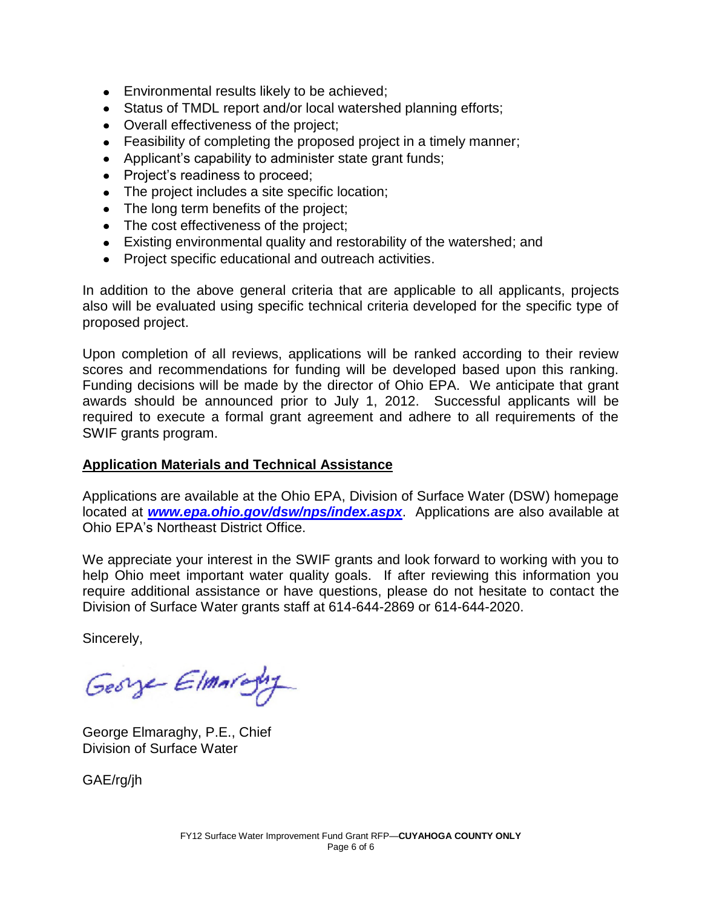- Environmental results likely to be achieved;
- Status of TMDL report and/or local watershed planning efforts;
- Overall effectiveness of the project;
- Feasibility of completing the proposed project in a timely manner;
- Applicant's capability to administer state grant funds;
- Project's readiness to proceed;
- The project includes a site specific location;
- The long term benefits of the project;
- The cost effectiveness of the project;
- Existing environmental quality and restorability of the watershed; and
- Project specific educational and outreach activities.

In addition to the above general criteria that are applicable to all applicants, projects also will be evaluated using specific technical criteria developed for the specific type of proposed project.

Upon completion of all reviews, applications will be ranked according to their review scores and recommendations for funding will be developed based upon this ranking. Funding decisions will be made by the director of Ohio EPA. We anticipate that grant awards should be announced prior to July 1, 2012. Successful applicants will be required to execute a formal grant agreement and adhere to all requirements of the SWIF grants program.

**Application Materials and Technical Assistance**

Applications are available at the Ohio EPA, Division of Surface Water (DSW) homepage located at ***www.epa.ohio.gov/dsw/nps/index.aspx***. Applications are also available at Ohio EPA's Northeast District Office.

We appreciate your interest in the SWIF grants and look forward to working with you to help Ohio meet important water quality goals. If after reviewing this information you require additional assistance or have questions, please do not hesitate to contact the Division of Surface Water grants staff at 614-644-2869 or 614-644-2020.

Sincerely,

George Elmaraghy

George Elmaraghy, P.E., Chief
Division of Surface Water

GAE/rg/jh